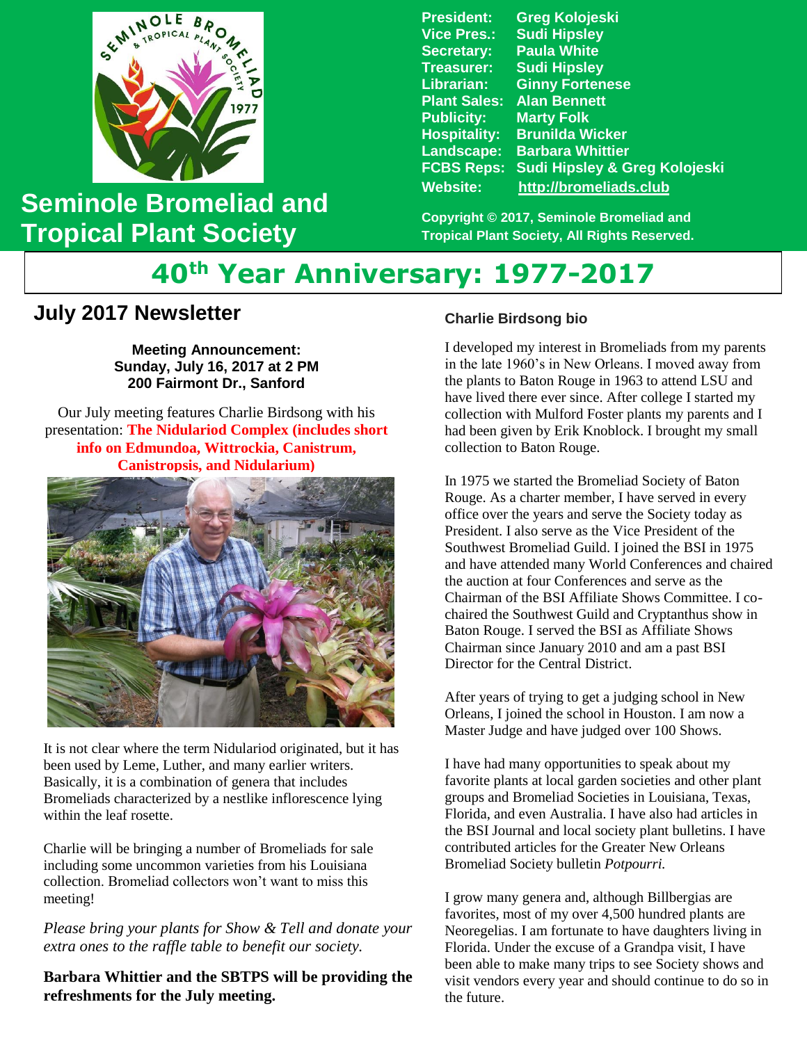# Seminole Bromeliad and Tropical Plant Society

**President:** Greg Kolojeski
**Vice Pres.:** Sudi Hipsley
**Secretary:** Paula White
**Treasurer:** Sudi Hipsley
**Librarian:** Ginny Fortenese
**Plant Sales:** Alan Bennett
**Publicity:** Marty Folk
**Hospitality:** Brunilda Wicker
**Landscape:** Barbara Whittier
**FCBS Reps:** Sudi Hipsley & Greg Kolojeski
**Website:** http://bromeliads.club

**Copyright © 2017, Seminole Bromeliad and Tropical Plant Society, All Rights Reserved.**

# 40th Year Anniversary: 1977-2017

## July 2017 Newsletter

**Meeting Announcement:**
**Sunday, July 16, 2017 at 2 PM**
**200 Fairmont Dr., Sanford**

Our July meeting features Charlie Birdsong with his presentation: **The Nidulariod Complex (includes short info on Edmundoa, Wittrockia, Canistrum, Canistropsis, and Nidularium)**

It is not clear where the term Nidulariod originated, but it has been used by Leme, Luther, and many earlier writers. Basically, it is a combination of genera that includes Bromeliads characterized by a nestlike inflorescence lying within the leaf rosette.

Charlie will be bringing a number of Bromeliads for sale including some uncommon varieties from his Louisiana collection. Bromeliad collectors won't want to miss this meeting!

*Please bring your plants for Show & Tell and donate your extra ones to the raffle table to benefit our society.*

**Barbara Whittier and the SBTPS will be providing the refreshments for the July meeting.**

### Charlie Birdsong bio

I developed my interest in Bromeliads from my parents in the late 1960's in New Orleans. I moved away from the plants to Baton Rouge in 1963 to attend LSU and have lived there ever since. After college I started my collection with Mulford Foster plants my parents and I had been given by Erik Knoblock. I brought my small collection to Baton Rouge.

In 1975 we started the Bromeliad Society of Baton Rouge. As a charter member, I have served in every office over the years and serve the Society today as President. I also serve as the Vice President of the Southwest Bromeliad Guild. I joined the BSI in 1975 and have attended many World Conferences and chaired the auction at four Conferences and serve as the Chairman of the BSI Affiliate Shows Committee. I co-chaired the Southwest Guild and Cryptanthus show in Baton Rouge. I served the BSI as Affiliate Shows Chairman since January 2010 and am a past BSI Director for the Central District.

After years of trying to get a judging school in New Orleans, I joined the school in Houston. I am now a Master Judge and have judged over 100 Shows.

I have had many opportunities to speak about my favorite plants at local garden societies and other plant groups and Bromeliad Societies in Louisiana, Texas, Florida, and even Australia. I have also had articles in the BSI Journal and local society plant bulletins. I have contributed articles for the Greater New Orleans Bromeliad Society bulletin *Potpourri.*

I grow many genera and, although Billbergias are favorites, most of my over 4,500 hundred plants are Neoregelias. I am fortunate to have daughters living in Florida. Under the excuse of a Grandpa visit, I have been able to make many trips to see Society shows and visit vendors every year and should continue to do so in the future.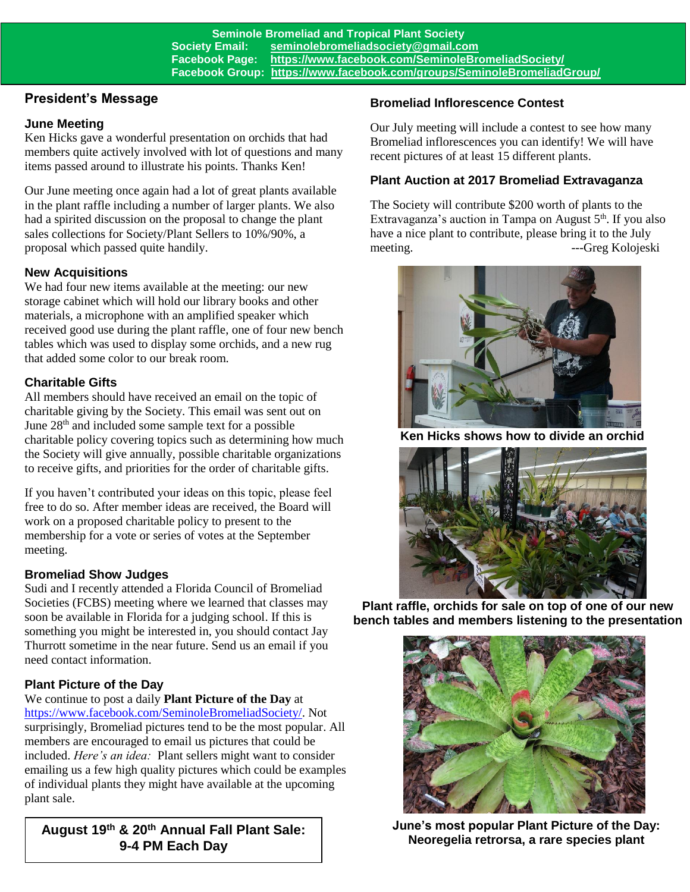**Seminole Bromeliad and Tropical Plant Society**
**Society Email:** seminolebromeliadsociety@gmail.com
**Facebook Page:** https://www.facebook.com/SeminoleBromeliadSociety/
**Facebook Group:** https://www.facebook.com/groups/SeminoleBromeliadGroup/

## President's Message

### June Meeting

Ken Hicks gave a wonderful presentation on orchids that had members quite actively involved with lot of questions and many items passed around to illustrate his points. Thanks Ken!

Our June meeting once again had a lot of great plants available in the plant raffle including a number of larger plants. We also had a spirited discussion on the proposal to change the plant sales collections for Society/Plant Sellers to 10%/90%, a proposal which passed quite handily.

### New Acquisitions

We had four new items available at the meeting: our new storage cabinet which will hold our library books and other materials, a microphone with an amplified speaker which received good use during the plant raffle, one of four new bench tables which was used to display some orchids, and a new rug that added some color to our break room.

### Charitable Gifts

All members should have received an email on the topic of charitable giving by the Society. This email was sent out on June 28th and included some sample text for a possible charitable policy covering topics such as determining how much the Society will give annually, possible charitable organizations to receive gifts, and priorities for the order of charitable gifts.

If you haven't contributed your ideas on this topic, please feel free to do so. After member ideas are received, the Board will work on a proposed charitable policy to present to the membership for a vote or series of votes at the September meeting.

### Bromeliad Show Judges

Sudi and I recently attended a Florida Council of Bromeliad Societies (FCBS) meeting where we learned that classes may soon be available in Florida for a judging school. If this is something you might be interested in, you should contact Jay Thurrott sometime in the near future. Send us an email if you need contact information.

### Plant Picture of the Day

We continue to post a daily **Plant Picture of the Day** at https://www.facebook.com/SeminoleBromeliadSociety/. Not surprisingly, Bromeliad pictures tend to be the most popular. All members are encouraged to email us pictures that could be included. *Here's an idea:* Plant sellers might want to consider emailing us a few high quality pictures which could be examples of individual plants they might have available at the upcoming plant sale.

**August 19th & 20th Annual Fall Plant Sale: 9-4 PM Each Day**

### Bromeliad Inflorescence Contest

Our July meeting will include a contest to see how many Bromeliad inflorescences you can identify! We will have recent pictures of at least 15 different plants.

### Plant Auction at 2017 Bromeliad Extravaganza

The Society will contribute $200 worth of plants to the Extravaganza's auction in Tampa on August 5th. If you also have a nice plant to contribute, please bring it to the July meeting.

---Greg Kolojeski

**Ken Hicks shows how to divide an orchid**

**Plant raffle, orchids for sale on top of one of our new bench tables and members listening to the presentation**

**June's most popular Plant Picture of the Day: Neoregelia retrorsa, a rare species plant**